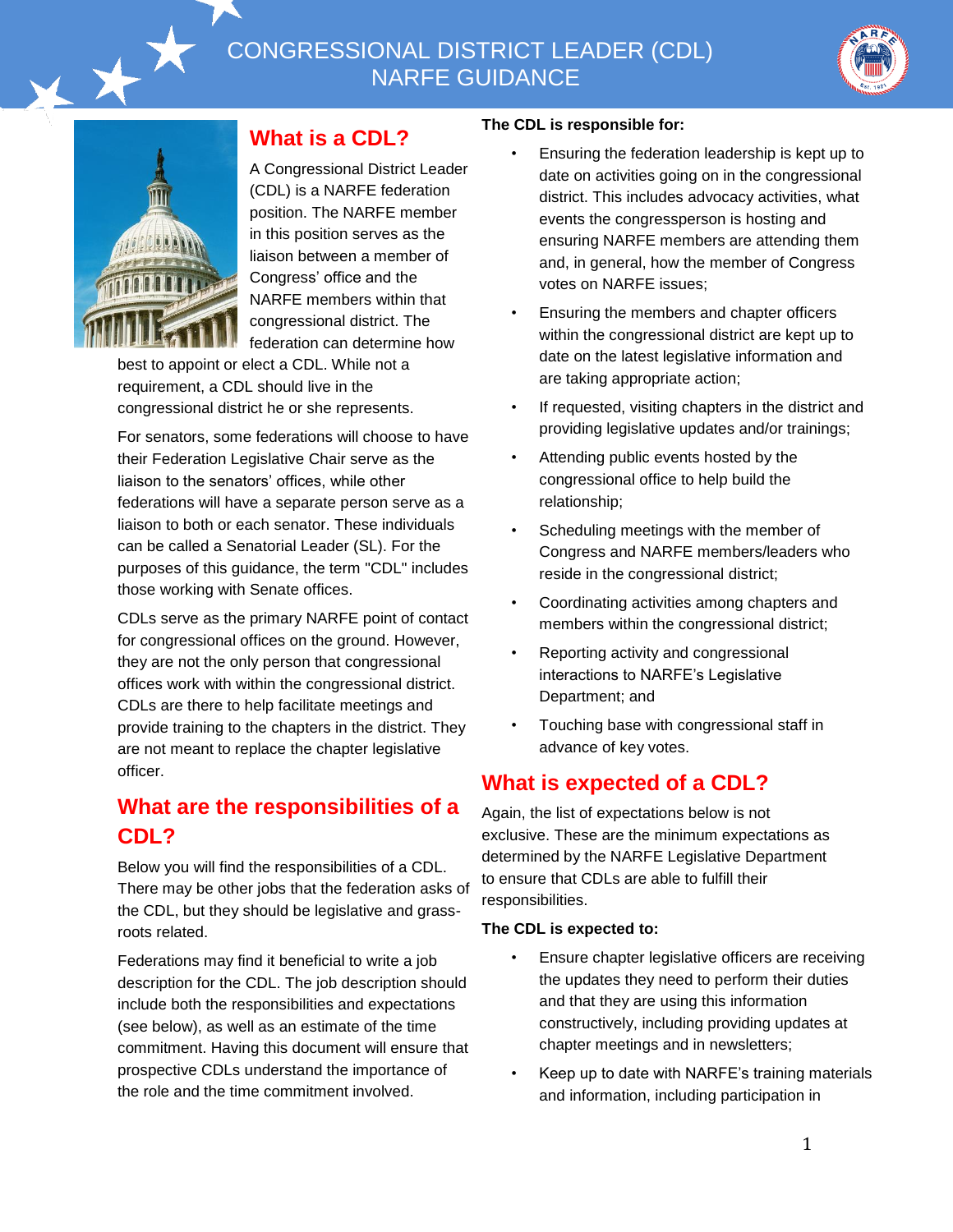# CONGRESSIONAL DISTRICT LEADER (CDL) NARFE GUIDANCE

## What is a CDL?

A Congressional District Leader (CDL) is a NARFE federation position. The NARFE member in this position serves as the liaison between a member of Congress' office and the NARFE members within that congressional district. The federation can determine how best to appoint or elect a CDL. While not a requirement, a CDL should live in the congressional district he or she represents.

For senators, some federations will choose to have their Federation Legislative Chair serve as the liaison to the senators' offices, while other federations will have a separate person serve as a liaison to both or each senator. These individuals can be called a Senatorial Leader (SL). For the purposes of this guidance, the term "CDL" includes those working with Senate offices.

CDLs serve as the primary NARFE point of contact for congressional offices on the ground. However, they are not the only person that congressional offices work with within the congressional district. CDLs are there to help facilitate meetings and provide training to the chapters in the district. They are not meant to replace the chapter legislative officer.

## What are the responsibilities of a CDL?

Below you will find the responsibilities of a CDL. There may be other jobs that the federation asks of the CDL, but they should be legislative and grass-roots related.

Federations may find it beneficial to write a job description for the CDL. The job description should include both the responsibilities and expectations (see below), as well as an estimate of the time commitment. Having this document will ensure that prospective CDLs understand the importance of the role and the time commitment involved.

**The CDL is responsible for:**

- Ensuring the federation leadership is kept up to date on activities going on in the congressional district. This includes advocacy activities, what events the congressperson is hosting and ensuring NARFE members are attending them and, in general, how the member of Congress votes on NARFE issues;
- Ensuring the members and chapter officers within the congressional district are kept up to date on the latest legislative information and are taking appropriate action;
- If requested, visiting chapters in the district and providing legislative updates and/or trainings;
- Attending public events hosted by the congressional office to help build the relationship;
- Scheduling meetings with the member of Congress and NARFE members/leaders who reside in the congressional district;
- Coordinating activities among chapters and members within the congressional district;
- Reporting activity and congressional interactions to NARFE's Legislative Department; and
- Touching base with congressional staff in advance of key votes.

## What is expected of a CDL?

Again, the list of expectations below is not exclusive. These are the minimum expectations as determined by the NARFE Legislative Department to ensure that CDLs are able to fulfill their responsibilities.

**The CDL is expected to:**

- Ensure chapter legislative officers are receiving the updates they need to perform their duties and that they are using this information constructively, including providing updates at chapter meetings and in newsletters;
- Keep up to date with NARFE's training materials and information, including participation in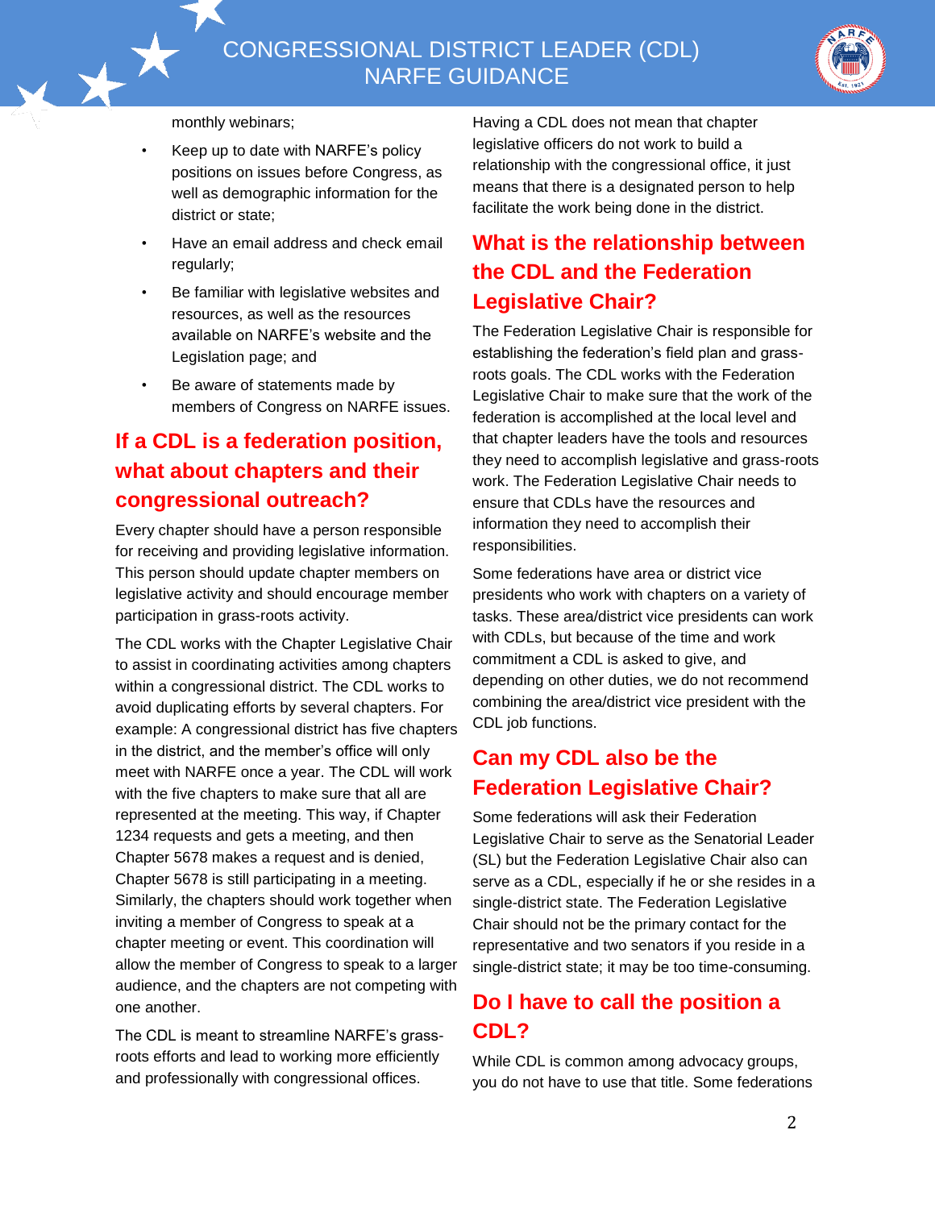monthly webinars;

- Keep up to date with NARFE's policy positions on issues before Congress, as well as demographic information for the district or state;
- Have an email address and check email regularly;
- Be familiar with legislative websites and resources, as well as the resources available on NARFE's website and the Legislation page; and
- Be aware of statements made by members of Congress on NARFE issues.

## If a CDL is a federation position, what about chapters and their congressional outreach?

Every chapter should have a person responsible for receiving and providing legislative information. This person should update chapter members on legislative activity and should encourage member participation in grass-roots activity.

The CDL works with the Chapter Legislative Chair to assist in coordinating activities among chapters within a congressional district. The CDL works to avoid duplicating efforts by several chapters. For example: A congressional district has five chapters in the district, and the member's office will only meet with NARFE once a year. The CDL will work with the five chapters to make sure that all are represented at the meeting. This way, if Chapter 1234 requests and gets a meeting, and then Chapter 5678 makes a request and is denied, Chapter 5678 is still participating in a meeting. Similarly, the chapters should work together when inviting a member of Congress to speak at a chapter meeting or event. This coordination will allow the member of Congress to speak to a larger audience, and the chapters are not competing with one another.

The CDL is meant to streamline NARFE's grass-roots efforts and lead to working more efficiently and professionally with congressional offices.

Having a CDL does not mean that chapter legislative officers do not work to build a relationship with the congressional office, it just means that there is a designated person to help facilitate the work being done in the district.

## What is the relationship between the CDL and the Federation Legislative Chair?

The Federation Legislative Chair is responsible for establishing the federation's field plan and grass-roots goals. The CDL works with the Federation Legislative Chair to make sure that the work of the federation is accomplished at the local level and that chapter leaders have the tools and resources they need to accomplish legislative and grass-roots work. The Federation Legislative Chair needs to ensure that CDLs have the resources and information they need to accomplish their responsibilities.

Some federations have area or district vice presidents who work with chapters on a variety of tasks. These area/district vice presidents can work with CDLs, but because of the time and work commitment a CDL is asked to give, and depending on other duties, we do not recommend combining the area/district vice president with the CDL job functions.

## Can my CDL also be the Federation Legislative Chair?

Some federations will ask their Federation Legislative Chair to serve as the Senatorial Leader (SL) but the Federation Legislative Chair also can serve as a CDL, especially if he or she resides in a single-district state. The Federation Legislative Chair should not be the primary contact for the representative and two senators if you reside in a single-district state; it may be too time-consuming.

## Do I have to call the position a CDL?

While CDL is common among advocacy groups, you do not have to use that title. Some federations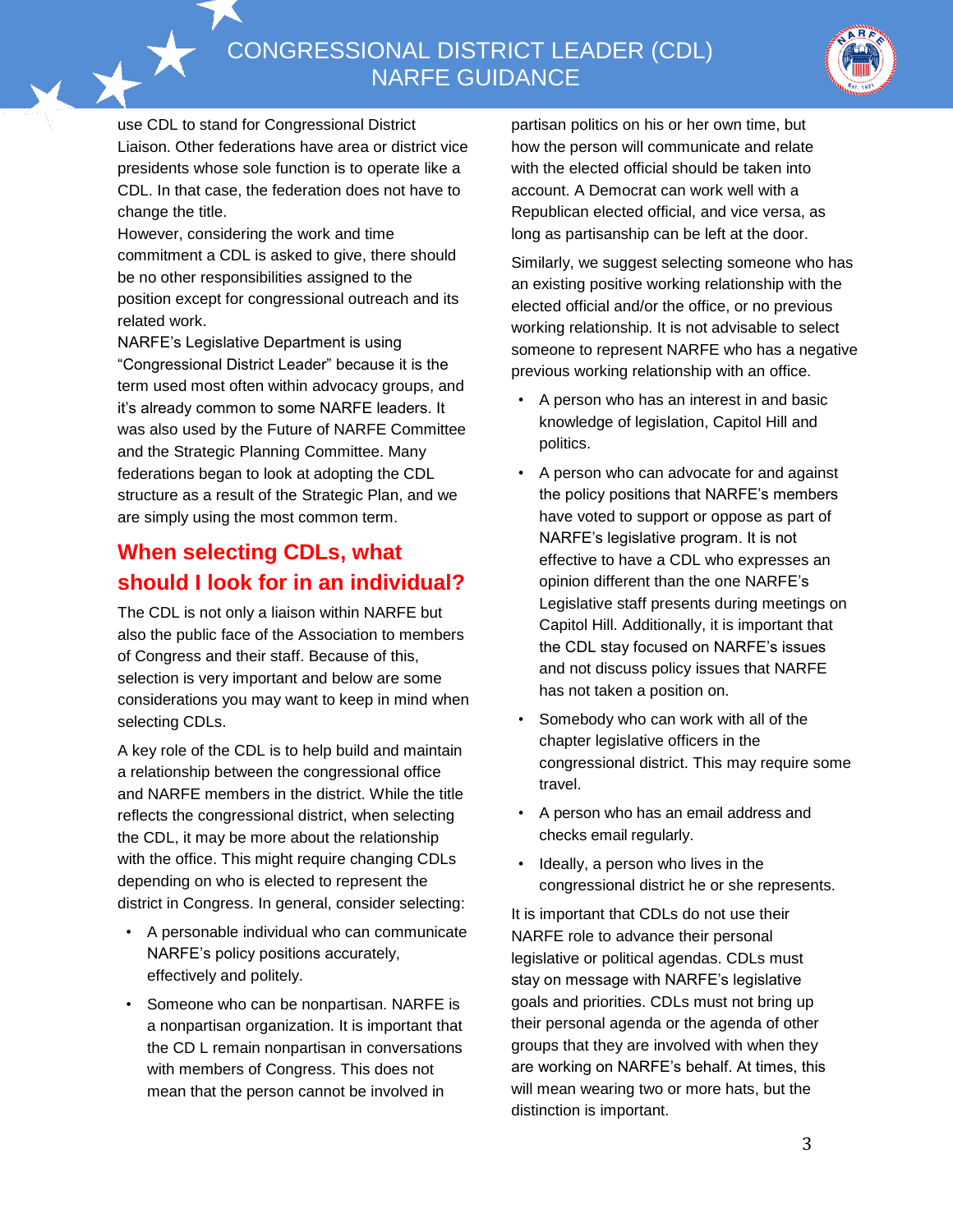use CDL to stand for Congressional District Liaison. Other federations have area or district vice presidents whose sole function is to operate like a CDL. In that case, the federation does not have to change the title.

However, considering the work and time commitment a CDL is asked to give, there should be no other responsibilities assigned to the position except for congressional outreach and its related work.

NARFE's Legislative Department is using "Congressional District Leader" because it is the term used most often within advocacy groups, and it's already common to some NARFE leaders. It was also used by the Future of NARFE Committee and the Strategic Planning Committee. Many federations began to look at adopting the CDL structure as a result of the Strategic Plan, and we are simply using the most common term.

## When selecting CDLs, what should I look for in an individual?

The CDL is not only a liaison within NARFE but also the public face of the Association to members of Congress and their staff. Because of this, selection is very important and below are some considerations you may want to keep in mind when selecting CDLs.

A key role of the CDL is to help build and maintain a relationship between the congressional office and NARFE members in the district. While the title reflects the congressional district, when selecting the CDL, it may be more about the relationship with the office. This might require changing CDLs depending on who is elected to represent the district in Congress. In general, consider selecting:

- A personable individual who can communicate NARFE's policy positions accurately, effectively and politely.
- Someone who can be nonpartisan. NARFE is a nonpartisan organization. It is important that the CD L remain nonpartisan in conversations with members of Congress. This does not mean that the person cannot be involved in partisan politics on his or her own time, but how the person will communicate and relate with the elected official should be taken into account. A Democrat can work well with a Republican elected official, and vice versa, as long as partisanship can be left at the door.

  Similarly, we suggest selecting someone who has an existing positive working relationship with the elected official and/or the office, or no previous working relationship. It is not advisable to select someone to represent NARFE who has a negative previous working relationship with an office.

- A person who has an interest in and basic knowledge of legislation, Capitol Hill and politics.
- A person who can advocate for and against the policy positions that NARFE's members have voted to support or oppose as part of NARFE's legislative program. It is not effective to have a CDL who expresses an opinion different than the one NARFE's Legislative staff presents during meetings on Capitol Hill. Additionally, it is important that the CDL stay focused on NARFE's issues and not discuss policy issues that NARFE has not taken a position on.
- Somebody who can work with all of the chapter legislative officers in the congressional district. This may require some travel.
- A person who has an email address and checks email regularly.
- Ideally, a person who lives in the congressional district he or she represents.

It is important that CDLs do not use their NARFE role to advance their personal legislative or political agendas. CDLs must stay on message with NARFE's legislative goals and priorities. CDLs must not bring up their personal agenda or the agenda of other groups that they are involved with when they are working on NARFE's behalf. At times, this will mean wearing two or more hats, but the distinction is important.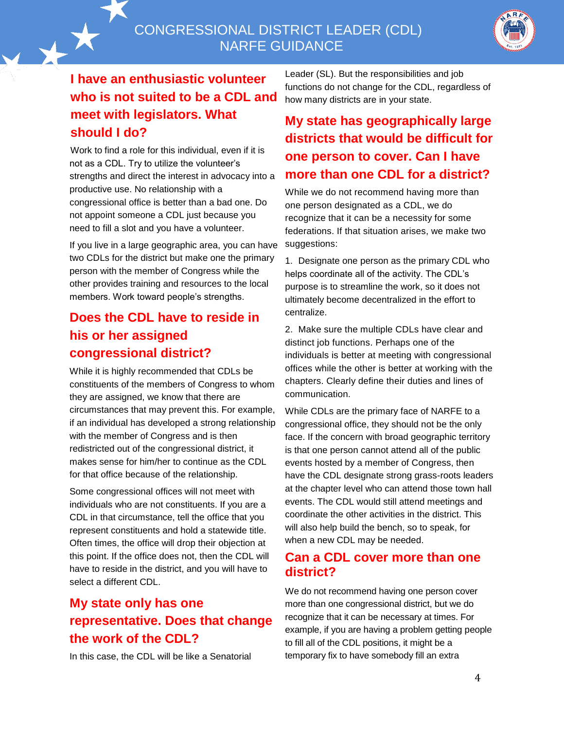## I have an enthusiastic volunteer who is not suited to be a CDL and meet with legislators. What should I do?

Work to find a role for this individual, even if it is not as a CDL. Try to utilize the volunteer's strengths and direct the interest in advocacy into a productive use. No relationship with a congressional office is better than a bad one. Do not appoint someone a CDL just because you need to fill a slot and you have a volunteer.

If you live in a large geographic area, you can have two CDLs for the district but make one the primary person with the member of Congress while the other provides training and resources to the local members. Work toward people's strengths.

## Does the CDL have to reside in his or her assigned congressional district?

While it is highly recommended that CDLs be constituents of the members of Congress to whom they are assigned, we know that there are circumstances that may prevent this. For example, if an individual has developed a strong relationship with the member of Congress and is then redistricted out of the congressional district, it makes sense for him/her to continue as the CDL for that office because of the relationship.

Some congressional offices will not meet with individuals who are not constituents. If you are a CDL in that circumstance, tell the office that you represent constituents and hold a statewide title. Often times, the office will drop their objection at this point. If the office does not, then the CDL will have to reside in the district, and you will have to select a different CDL.

## My state only has one representative. Does that change the work of the CDL?

In this case, the CDL will be like a Senatorial Leader (SL). But the responsibilities and job functions do not change for the CDL, regardless of how many districts are in your state.

## My state has geographically large districts that would be difficult for one person to cover. Can I have more than one CDL for a district?

While we do not recommend having more than one person designated as a CDL, we do recognize that it can be a necessity for some federations. If that situation arises, we make two suggestions:

1. Designate one person as the primary CDL who helps coordinate all of the activity. The CDL's purpose is to streamline the work, so it does not ultimately become decentralized in the effort to centralize.

2. Make sure the multiple CDLs have clear and distinct job functions. Perhaps one of the individuals is better at meeting with congressional offices while the other is better at working with the chapters. Clearly define their duties and lines of communication.

While CDLs are the primary face of NARFE to a congressional office, they should not be the only face. If the concern with broad geographic territory is that one person cannot attend all of the public events hosted by a member of Congress, then have the CDL designate strong grass-roots leaders at the chapter level who can attend those town hall events. The CDL would still attend meetings and coordinate the other activities in the district. This will also help build the bench, so to speak, for when a new CDL may be needed.

## Can a CDL cover more than one district?

We do not recommend having one person cover more than one congressional district, but we do recognize that it can be necessary at times. For example, if you are having a problem getting people to fill all of the CDL positions, it might be a temporary fix to have somebody fill an extra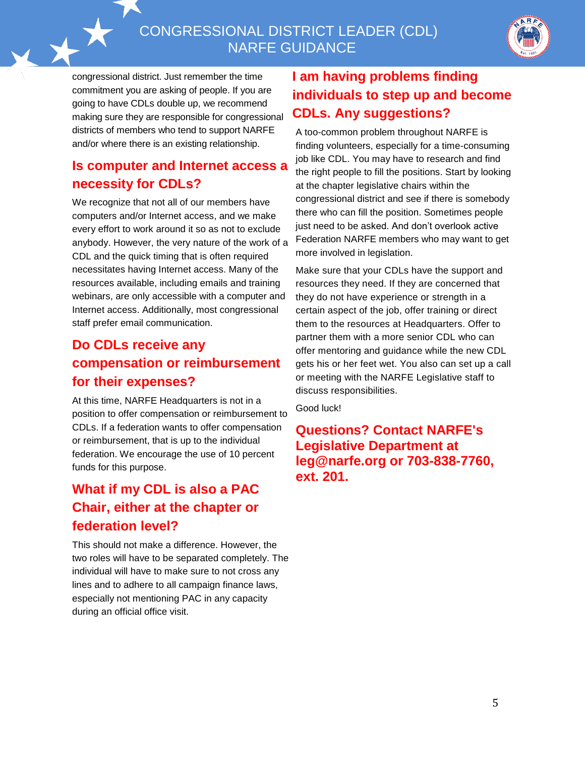congressional district. Just remember the time commitment you are asking of people. If you are going to have CDLs double up, we recommend making sure they are responsible for congressional districts of members who tend to support NARFE and/or where there is an existing relationship.

## Is computer and Internet access a necessity for CDLs?

We recognize that not all of our members have computers and/or Internet access, and we make every effort to work around it so as not to exclude anybody. However, the very nature of the work of a CDL and the quick timing that is often required necessitates having Internet access. Many of the resources available, including emails and training webinars, are only accessible with a computer and Internet access. Additionally, most congressional staff prefer email communication.

## Do CDLs receive any compensation or reimbursement for their expenses?

At this time, NARFE Headquarters is not in a position to offer compensation or reimbursement to CDLs. If a federation wants to offer compensation or reimbursement, that is up to the individual federation. We encourage the use of 10 percent funds for this purpose.

## What if my CDL is also a PAC Chair, either at the chapter or federation level?

This should not make a difference. However, the two roles will have to be separated completely. The individual will have to make sure to not cross any lines and to adhere to all campaign finance laws, especially not mentioning PAC in any capacity during an official office visit.

## I am having problems finding individuals to step up and become CDLs. Any suggestions?

A too-common problem throughout NARFE is finding volunteers, especially for a time-consuming job like CDL. You may have to research and find the right people to fill the positions. Start by looking at the chapter legislative chairs within the congressional district and see if there is somebody there who can fill the position. Sometimes people just need to be asked. And don't overlook active Federation NARFE members who may want to get more involved in legislation.

Make sure that your CDLs have the support and resources they need. If they are concerned that they do not have experience or strength in a certain aspect of the job, offer training or direct them to the resources at Headquarters. Offer to partner them with a more senior CDL who can offer mentoring and guidance while the new CDL gets his or her feet wet. You also can set up a call or meeting with the NARFE Legislative staff to discuss responsibilities.

Good luck!

## Questions? Contact NARFE's Legislative Department at leg@narfe.org or 703-838-7760, ext. 201.